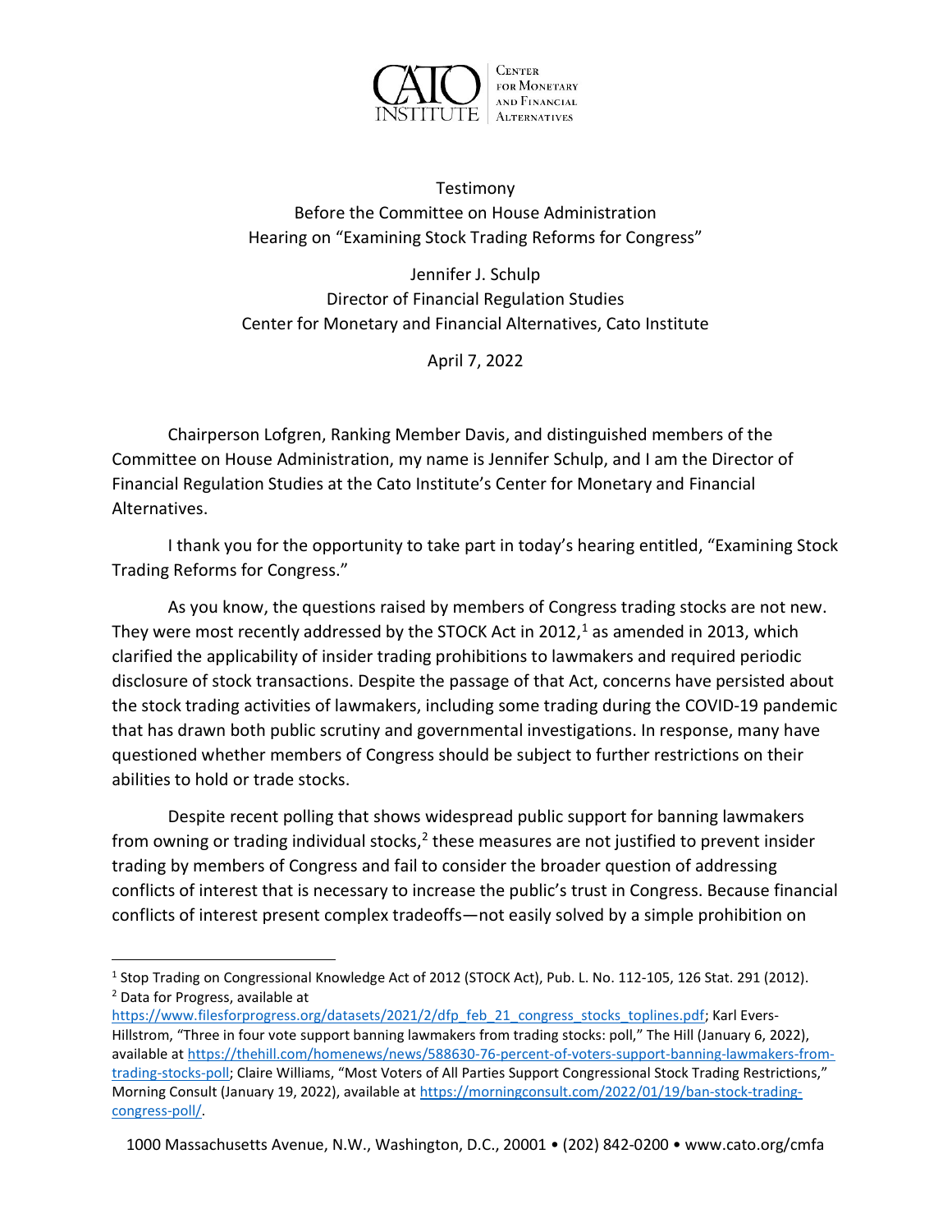Testimony
Before the Committee on House Administration
Hearing on "Examining Stock Trading Reforms for Congress"

Jennifer J. Schulp
Director of Financial Regulation Studies
Center for Monetary and Financial Alternatives, Cato Institute

April 7, 2022

Chairperson Lofgren, Ranking Member Davis, and distinguished members of the Committee on House Administration, my name is Jennifer Schulp, and I am the Director of Financial Regulation Studies at the Cato Institute's Center for Monetary and Financial Alternatives.

I thank you for the opportunity to take part in today's hearing entitled, "Examining Stock Trading Reforms for Congress."

As you know, the questions raised by members of Congress trading stocks are not new. They were most recently addressed by the STOCK Act in 2012,[1] as amended in 2013, which clarified the applicability of insider trading prohibitions to lawmakers and required periodic disclosure of stock transactions. Despite the passage of that Act, concerns have persisted about the stock trading activities of lawmakers, including some trading during the COVID-19 pandemic that has drawn both public scrutiny and governmental investigations. In response, many have questioned whether members of Congress should be subject to further restrictions on their abilities to hold or trade stocks.

Despite recent polling that shows widespread public support for banning lawmakers from owning or trading individual stocks,[2] these measures are not justified to prevent insider trading by members of Congress and fail to consider the broader question of addressing conflicts of interest that is necessary to increase the public's trust in Congress. Because financial conflicts of interest present complex tradeoffs—not easily solved by a simple prohibition on

[1] Stop Trading on Congressional Knowledge Act of 2012 (STOCK Act), Pub. L. No. 112-105, 126 Stat. 291 (2012).

[2] Data for Progress, available at https://www.filesforprogress.org/datasets/2021/2/dfp_feb_21_congress_stocks_toplines.pdf; Karl Evers-Hillstrom, "Three in four vote support banning lawmakers from trading stocks: poll," The Hill (January 6, 2022), available at https://thehill.com/homenews/news/588630-76-percent-of-voters-support-banning-lawmakers-from-trading-stocks-poll; Claire Williams, "Most Voters of All Parties Support Congressional Stock Trading Restrictions," Morning Consult (January 19, 2022), available at https://morningconsult.com/2022/01/19/ban-stock-trading-congress-poll/.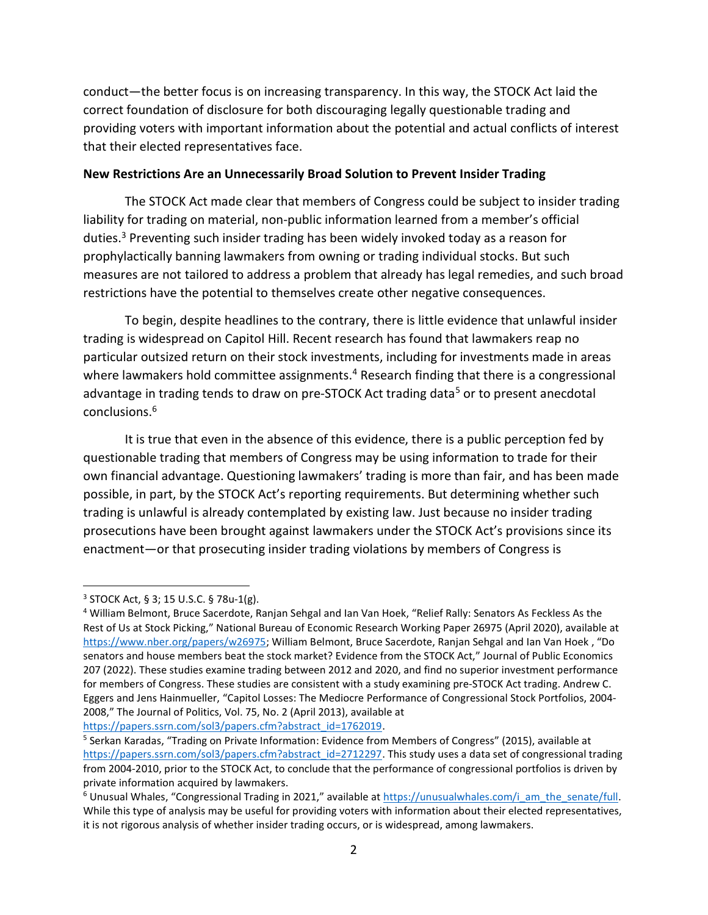conduct—the better focus is on increasing transparency. In this way, the STOCK Act laid the correct foundation of disclosure for both discouraging legally questionable trading and providing voters with important information about the potential and actual conflicts of interest that their elected representatives face.

**New Restrictions Are an Unnecessarily Broad Solution to Prevent Insider Trading**

The STOCK Act made clear that members of Congress could be subject to insider trading liability for trading on material, non-public information learned from a member's official duties.[3] Preventing such insider trading has been widely invoked today as a reason for prophylactically banning lawmakers from owning or trading individual stocks. But such measures are not tailored to address a problem that already has legal remedies, and such broad restrictions have the potential to themselves create other negative consequences.

To begin, despite headlines to the contrary, there is little evidence that unlawful insider trading is widespread on Capitol Hill. Recent research has found that lawmakers reap no particular outsized return on their stock investments, including for investments made in areas where lawmakers hold committee assignments.[4] Research finding that there is a congressional advantage in trading tends to draw on pre-STOCK Act trading data[5] or to present anecdotal conclusions.[6]

It is true that even in the absence of this evidence, there is a public perception fed by questionable trading that members of Congress may be using information to trade for their own financial advantage. Questioning lawmakers' trading is more than fair, and has been made possible, in part, by the STOCK Act's reporting requirements. But determining whether such trading is unlawful is already contemplated by existing law. Just because no insider trading prosecutions have been brought against lawmakers under the STOCK Act's provisions since its enactment—or that prosecuting insider trading violations by members of Congress is

---

[3] STOCK Act, § 3; 15 U.S.C. § 78u-1(g).

[4] William Belmont, Bruce Sacerdote, Ranjan Sehgal and Ian Van Hoek, "Relief Rally: Senators As Feckless As the Rest of Us at Stock Picking," National Bureau of Economic Research Working Paper 26975 (April 2020), available at https://www.nber.org/papers/w26975; William Belmont, Bruce Sacerdote, Ranjan Sehgal and Ian Van Hoek , "Do senators and house members beat the stock market? Evidence from the STOCK Act," Journal of Public Economics 207 (2022). These studies examine trading between 2012 and 2020, and find no superior investment performance for members of Congress. These studies are consistent with a study examining pre-STOCK Act trading. Andrew C. Eggers and Jens Hainmueller, "Capitol Losses: The Mediocre Performance of Congressional Stock Portfolios, 2004-2008," The Journal of Politics, Vol. 75, No. 2 (April 2013), available at https://papers.ssrn.com/sol3/papers.cfm?abstract_id=1762019.

[5] Serkan Karadas, "Trading on Private Information: Evidence from Members of Congress" (2015), available at https://papers.ssrn.com/sol3/papers.cfm?abstract_id=2712297. This study uses a data set of congressional trading from 2004-2010, prior to the STOCK Act, to conclude that the performance of congressional portfolios is driven by private information acquired by lawmakers.

[6] Unusual Whales, "Congressional Trading in 2021," available at https://unusualwhales.com/i_am_the_senate/full. While this type of analysis may be useful for providing voters with information about their elected representatives, it is not rigorous analysis of whether insider trading occurs, or is widespread, among lawmakers.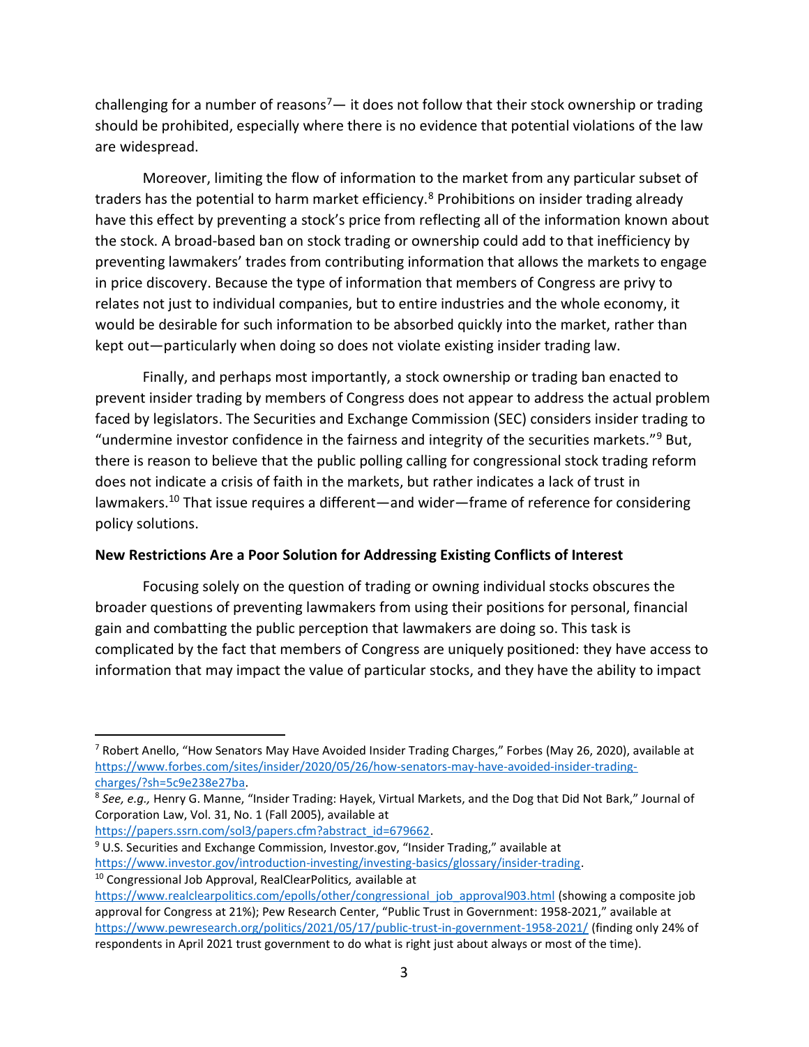challenging for a number of reasons[7]— it does not follow that their stock ownership or trading should be prohibited, especially where there is no evidence that potential violations of the law are widespread.

Moreover, limiting the flow of information to the market from any particular subset of traders has the potential to harm market efficiency.[8] Prohibitions on insider trading already have this effect by preventing a stock's price from reflecting all of the information known about the stock. A broad-based ban on stock trading or ownership could add to that inefficiency by preventing lawmakers' trades from contributing information that allows the markets to engage in price discovery. Because the type of information that members of Congress are privy to relates not just to individual companies, but to entire industries and the whole economy, it would be desirable for such information to be absorbed quickly into the market, rather than kept out—particularly when doing so does not violate existing insider trading law.

Finally, and perhaps most importantly, a stock ownership or trading ban enacted to prevent insider trading by members of Congress does not appear to address the actual problem faced by legislators. The Securities and Exchange Commission (SEC) considers insider trading to "undermine investor confidence in the fairness and integrity of the securities markets."[9] But, there is reason to believe that the public polling calling for congressional stock trading reform does not indicate a crisis of faith in the markets, but rather indicates a lack of trust in lawmakers.[10] That issue requires a different—and wider—frame of reference for considering policy solutions.

**New Restrictions Are a Poor Solution for Addressing Existing Conflicts of Interest**

Focusing solely on the question of trading or owning individual stocks obscures the broader questions of preventing lawmakers from using their positions for personal, financial gain and combatting the public perception that lawmakers are doing so. This task is complicated by the fact that members of Congress are uniquely positioned: they have access to information that may impact the value of particular stocks, and they have the ability to impact

---

[7] Robert Anello, "How Senators May Have Avoided Insider Trading Charges," Forbes (May 26, 2020), available at https://www.forbes.com/sites/insider/2020/05/26/how-senators-may-have-avoided-insider-trading-charges/?sh=5c9e238e27ba.

[8] *See, e.g.,* Henry G. Manne, "Insider Trading: Hayek, Virtual Markets, and the Dog that Did Not Bark," Journal of Corporation Law, Vol. 31, No. 1 (Fall 2005), available at https://papers.ssrn.com/sol3/papers.cfm?abstract_id=679662.

[9] U.S. Securities and Exchange Commission, Investor.gov, "Insider Trading," available at https://www.investor.gov/introduction-investing/investing-basics/glossary/insider-trading.

[10] Congressional Job Approval, RealClearPolitics*,* available at https://www.realclearpolitics.com/epolls/other/congressional_job_approval903.html (showing a composite job approval for Congress at 21%); Pew Research Center, "Public Trust in Government: 1958-2021," available at https://www.pewresearch.org/politics/2021/05/17/public-trust-in-government-1958-2021/ (finding only 24% of respondents in April 2021 trust government to do what is right just about always or most of the time).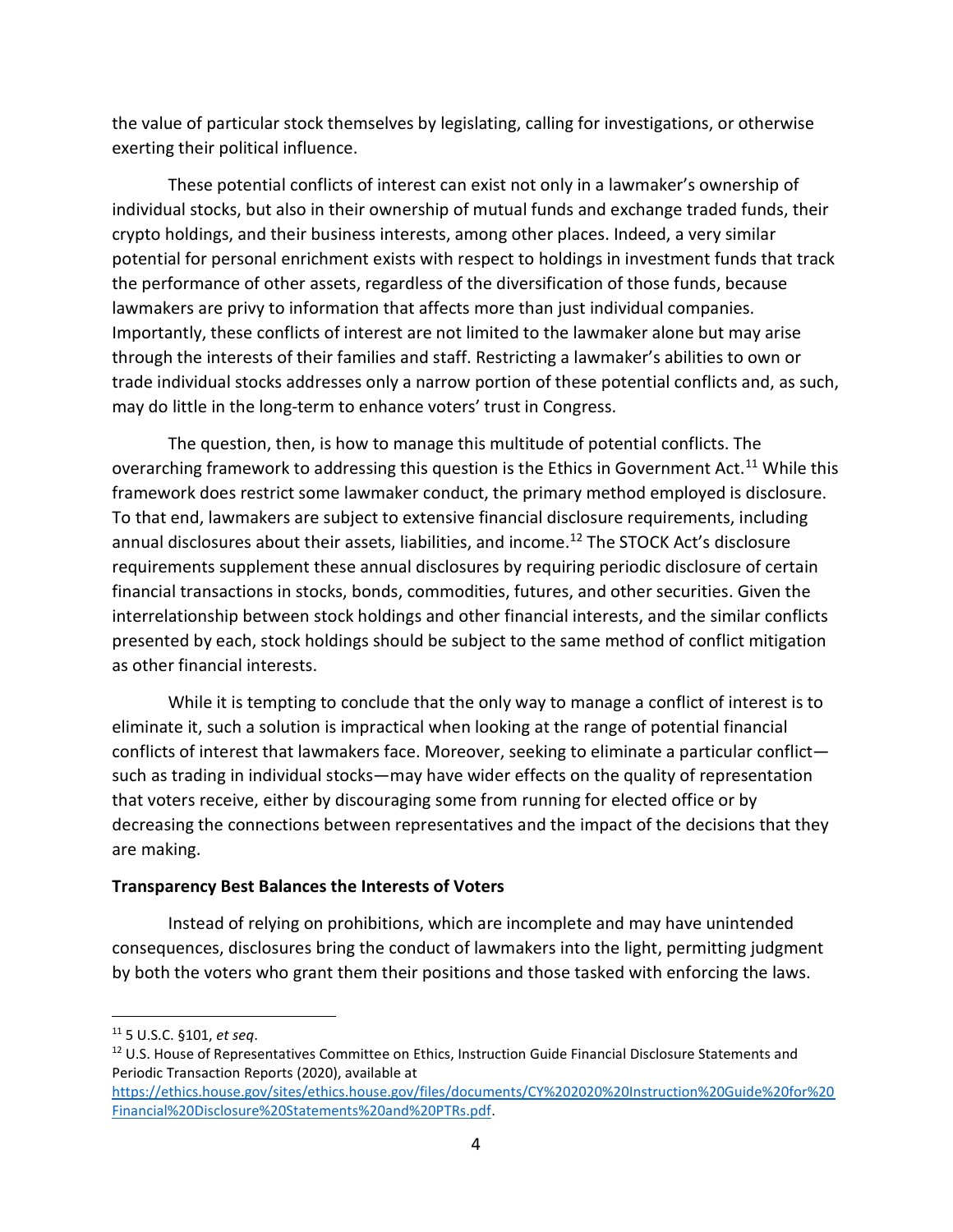the value of particular stock themselves by legislating, calling for investigations, or otherwise exerting their political influence.

These potential conflicts of interest can exist not only in a lawmaker's ownership of individual stocks, but also in their ownership of mutual funds and exchange traded funds, their crypto holdings, and their business interests, among other places. Indeed, a very similar potential for personal enrichment exists with respect to holdings in investment funds that track the performance of other assets, regardless of the diversification of those funds, because lawmakers are privy to information that affects more than just individual companies. Importantly, these conflicts of interest are not limited to the lawmaker alone but may arise through the interests of their families and staff. Restricting a lawmaker's abilities to own or trade individual stocks addresses only a narrow portion of these potential conflicts and, as such, may do little in the long-term to enhance voters' trust in Congress.

The question, then, is how to manage this multitude of potential conflicts. The overarching framework to addressing this question is the Ethics in Government Act.[11] While this framework does restrict some lawmaker conduct, the primary method employed is disclosure. To that end, lawmakers are subject to extensive financial disclosure requirements, including annual disclosures about their assets, liabilities, and income.[12] The STOCK Act's disclosure requirements supplement these annual disclosures by requiring periodic disclosure of certain financial transactions in stocks, bonds, commodities, futures, and other securities. Given the interrelationship between stock holdings and other financial interests, and the similar conflicts presented by each, stock holdings should be subject to the same method of conflict mitigation as other financial interests.

While it is tempting to conclude that the only way to manage a conflict of interest is to eliminate it, such a solution is impractical when looking at the range of potential financial conflicts of interest that lawmakers face. Moreover, seeking to eliminate a particular conflict—such as trading in individual stocks—may have wider effects on the quality of representation that voters receive, either by discouraging some from running for elected office or by decreasing the connections between representatives and the impact of the decisions that they are making.

**Transparency Best Balances the Interests of Voters**

Instead of relying on prohibitions, which are incomplete and may have unintended consequences, disclosures bring the conduct of lawmakers into the light, permitting judgment by both the voters who grant them their positions and those tasked with enforcing the laws.

---

[11] 5 U.S.C. §101, *et seq*.

[12] U.S. House of Representatives Committee on Ethics, Instruction Guide Financial Disclosure Statements and Periodic Transaction Reports (2020), available at https://ethics.house.gov/sites/ethics.house.gov/files/documents/CY%202020%20Instruction%20Guide%20for%20Financial%20Disclosure%20Statements%20and%20PTRs.pdf.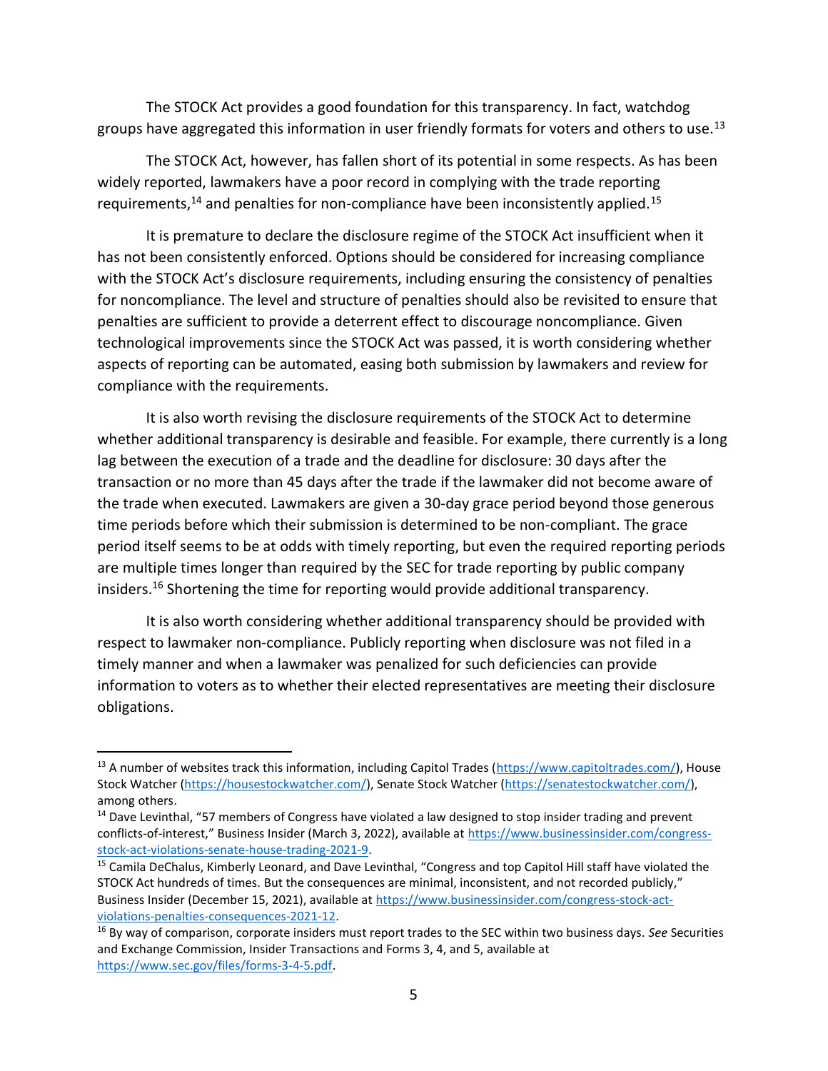The STOCK Act provides a good foundation for this transparency. In fact, watchdog groups have aggregated this information in user friendly formats for voters and others to use.[13]

The STOCK Act, however, has fallen short of its potential in some respects. As has been widely reported, lawmakers have a poor record in complying with the trade reporting requirements,[14] and penalties for non-compliance have been inconsistently applied.[15]

It is premature to declare the disclosure regime of the STOCK Act insufficient when it has not been consistently enforced. Options should be considered for increasing compliance with the STOCK Act's disclosure requirements, including ensuring the consistency of penalties for noncompliance. The level and structure of penalties should also be revisited to ensure that penalties are sufficient to provide a deterrent effect to discourage noncompliance. Given technological improvements since the STOCK Act was passed, it is worth considering whether aspects of reporting can be automated, easing both submission by lawmakers and review for compliance with the requirements.

It is also worth revising the disclosure requirements of the STOCK Act to determine whether additional transparency is desirable and feasible. For example, there currently is a long lag between the execution of a trade and the deadline for disclosure: 30 days after the transaction or no more than 45 days after the trade if the lawmaker did not become aware of the trade when executed. Lawmakers are given a 30-day grace period beyond those generous time periods before which their submission is determined to be non-compliant. The grace period itself seems to be at odds with timely reporting, but even the required reporting periods are multiple times longer than required by the SEC for trade reporting by public company insiders.[16] Shortening the time for reporting would provide additional transparency.

It is also worth considering whether additional transparency should be provided with respect to lawmaker non-compliance. Publicly reporting when disclosure was not filed in a timely manner and when a lawmaker was penalized for such deficiencies can provide information to voters as to whether their elected representatives are meeting their disclosure obligations.

---

[13] A number of websites track this information, including Capitol Trades (https://www.capitoltrades.com/), House Stock Watcher (https://housestockwatcher.com/), Senate Stock Watcher (https://senatestockwatcher.com/), among others.

[14] Dave Levinthal, "57 members of Congress have violated a law designed to stop insider trading and prevent conflicts-of-interest," Business Insider (March 3, 2022), available at https://www.businessinsider.com/congress-stock-act-violations-senate-house-trading-2021-9.

[15] Camila DeChalus, Kimberly Leonard, and Dave Levinthal, "Congress and top Capitol Hill staff have violated the STOCK Act hundreds of times. But the consequences are minimal, inconsistent, and not recorded publicly," Business Insider (December 15, 2021), available at https://www.businessinsider.com/congress-stock-act-violations-penalties-consequences-2021-12.

[16] By way of comparison, corporate insiders must report trades to the SEC within two business days. *See* Securities and Exchange Commission, Insider Transactions and Forms 3, 4, and 5, available at https://www.sec.gov/files/forms-3-4-5.pdf.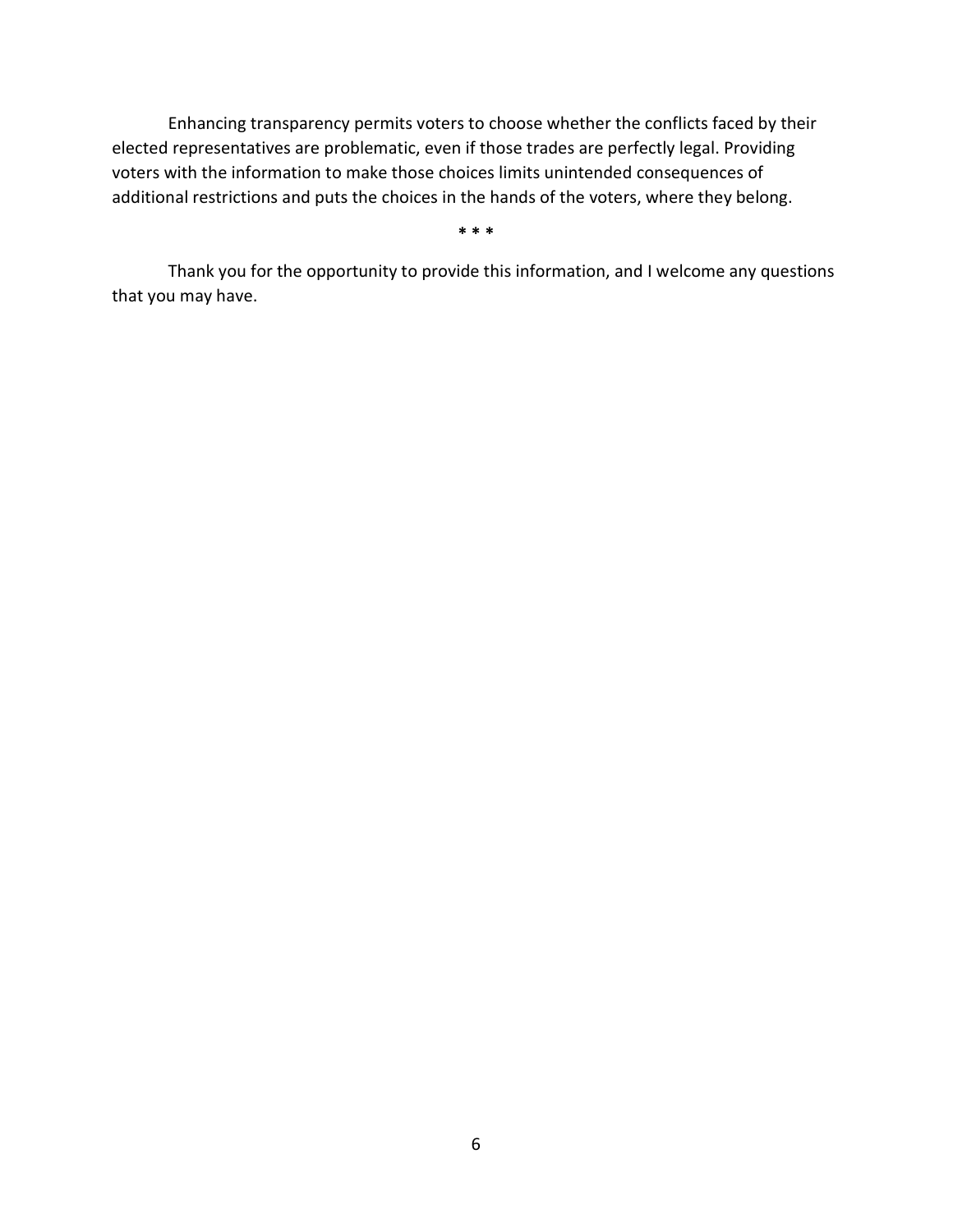Enhancing transparency permits voters to choose whether the conflicts faced by their elected representatives are problematic, even if those trades are perfectly legal. Providing voters with the information to make those choices limits unintended consequences of additional restrictions and puts the choices in the hands of the voters, where they belong.

* * *

Thank you for the opportunity to provide this information, and I welcome any questions that you may have.